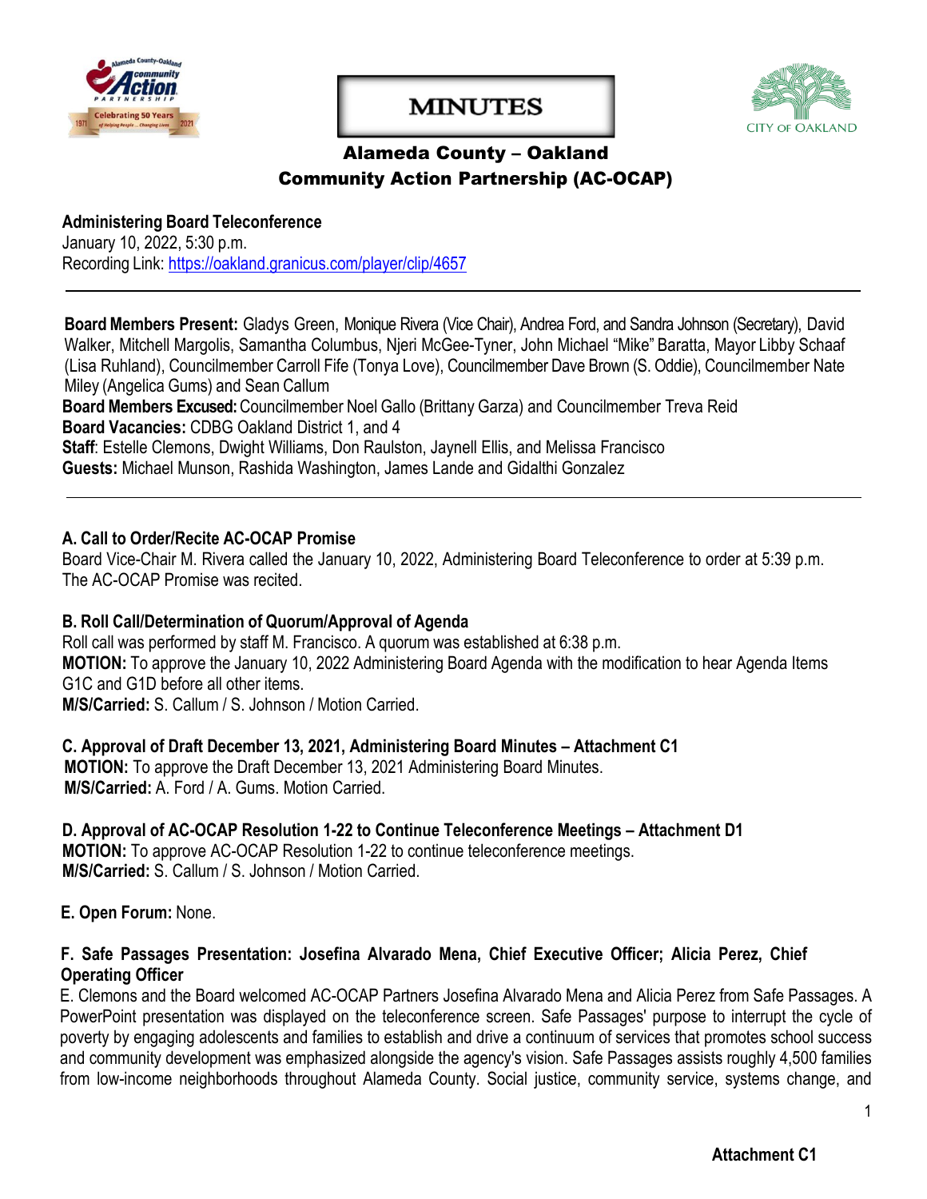# MINUTES

## Alameda County – Oakland
## Community Action Partnership (AC-OCAP)

**Administering Board Teleconference**
January 10, 2022, 5:30 p.m.
Recording Link: https://oakland.granicus.com/player/clip/4657

---

**Board Members Present:** Gladys Green, Monique Rivera (Vice Chair), Andrea Ford, and Sandra Johnson (Secretary), David Walker, Mitchell Margolis, Samantha Columbus, Njeri McGee-Tyner, John Michael "Mike" Baratta, Mayor Libby Schaaf (Lisa Ruhland), Councilmember Carroll Fife (Tonya Love), Councilmember Dave Brown (S. Oddie), Councilmember Nate Miley (Angelica Gums) and Sean Callum
**Board Members Excused:** Councilmember Noel Gallo (Brittany Garza) and Councilmember Treva Reid
**Board Vacancies:** CDBG Oakland District 1, and 4
**Staff**: Estelle Clemons, Dwight Williams, Don Raulston, Jaynell Ellis, and Melissa Francisco
**Guests:** Michael Munson, Rashida Washington, James Lande and Gidalthi Gonzalez

---

**A. Call to Order/Recite AC-OCAP Promise**
Board Vice-Chair M. Rivera called the January 10, 2022, Administering Board Teleconference to order at 5:39 p.m. The AC-OCAP Promise was recited.

**B. Roll Call/Determination of Quorum/Approval of Agenda**
Roll call was performed by staff M. Francisco. A quorum was established at 6:38 p.m.
**MOTION:** To approve the January 10, 2022 Administering Board Agenda with the modification to hear Agenda Items G1C and G1D before all other items.
**M/S/Carried:** S. Callum / S. Johnson / Motion Carried.

**C. Approval of Draft December 13, 2021, Administering Board Minutes – Attachment C1**
**MOTION:** To approve the Draft December 13, 2021 Administering Board Minutes.
**M/S/Carried:** A. Ford / A. Gums. Motion Carried.

**D. Approval of AC-OCAP Resolution 1-22 to Continue Teleconference Meetings – Attachment D1**
**MOTION:** To approve AC-OCAP Resolution 1-22 to continue teleconference meetings.
**M/S/Carried:** S. Callum / S. Johnson / Motion Carried.

**E. Open Forum:** None.

**F. Safe Passages Presentation: Josefina Alvarado Mena, Chief Executive Officer; Alicia Perez, Chief Operating Officer**
E. Clemons and the Board welcomed AC-OCAP Partners Josefina Alvarado Mena and Alicia Perez from Safe Passages. A PowerPoint presentation was displayed on the teleconference screen. Safe Passages' purpose to interrupt the cycle of poverty by engaging adolescents and families to establish and drive a continuum of services that promotes school success and community development was emphasized alongside the agency's vision. Safe Passages assists roughly 4,500 families from low-income neighborhoods throughout Alameda County. Social justice, community service, systems change, and

**Attachment C1**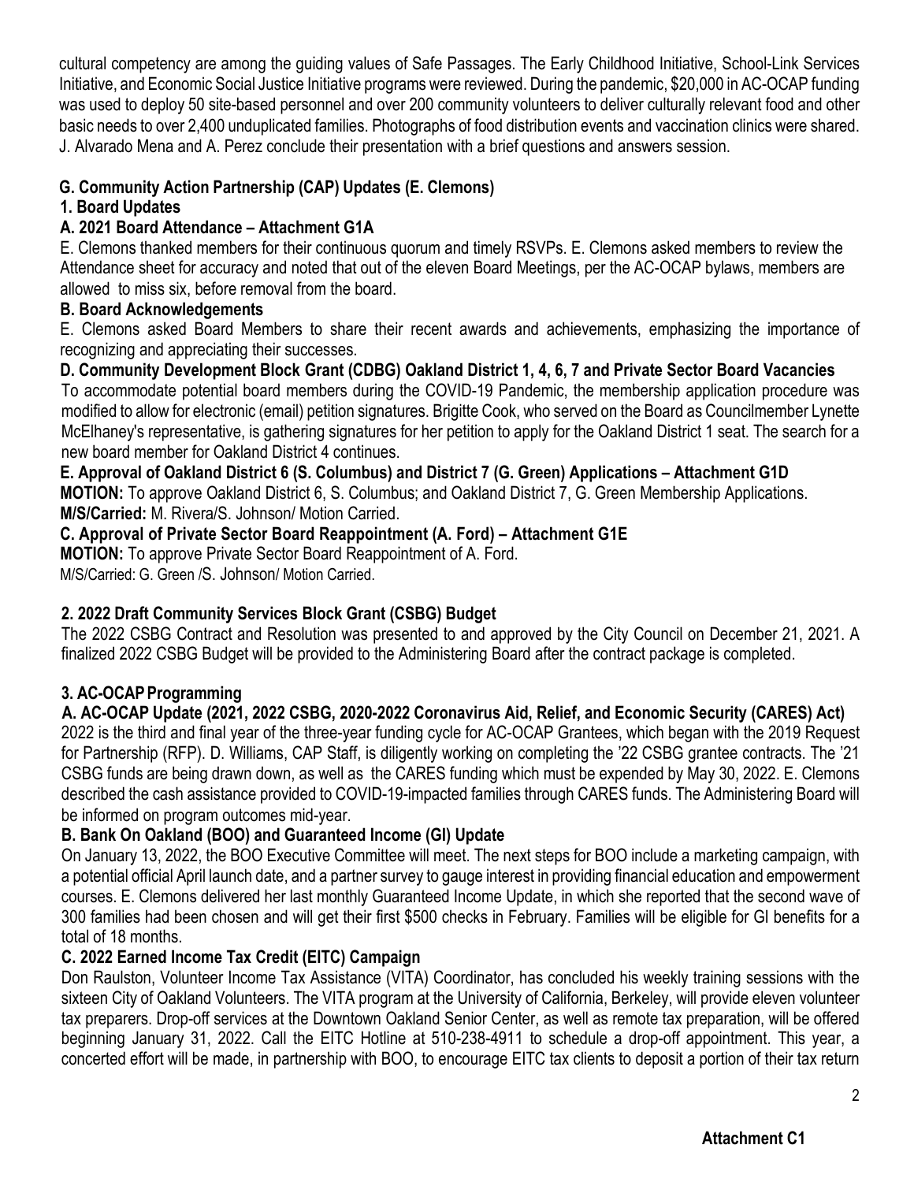cultural competency are among the guiding values of Safe Passages. The Early Childhood Initiative, School-Link Services Initiative, and Economic Social Justice Initiative programs were reviewed. During the pandemic, $20,000 in AC-OCAP funding was used to deploy 50 site-based personnel and over 200 community volunteers to deliver culturally relevant food and other basic needs to over 2,400 unduplicated families. Photographs of food distribution events and vaccination clinics were shared. J. Alvarado Mena and A. Perez conclude their presentation with a brief questions and answers session.

## G. Community Action Partnership (CAP) Updates (E. Clemons)

### 1. Board Updates

#### A. 2021 Board Attendance – Attachment G1A

E. Clemons thanked members for their continuous quorum and timely RSVPs. E. Clemons asked members to review the Attendance sheet for accuracy and noted that out of the eleven Board Meetings, per the AC-OCAP bylaws, members are allowed to miss six, before removal from the board.

#### B. Board Acknowledgements

E. Clemons asked Board Members to share their recent awards and achievements, emphasizing the importance of recognizing and appreciating their successes.

#### D. Community Development Block Grant (CDBG) Oakland District 1, 4, 6, 7 and Private Sector Board Vacancies

To accommodate potential board members during the COVID-19 Pandemic, the membership application procedure was modified to allow for electronic (email) petition signatures. Brigitte Cook, who served on the Board as Councilmember Lynette McElhaney's representative, is gathering signatures for her petition to apply for the Oakland District 1 seat. The search for a new board member for Oakland District 4 continues.

#### E. Approval of Oakland District 6 (S. Columbus) and District 7 (G. Green) Applications – Attachment G1D

**MOTION:** To approve Oakland District 6, S. Columbus; and Oakland District 7, G. Green Membership Applications.
**M/S/Carried:** M. Rivera/S. Johnson/ Motion Carried.

#### C. Approval of Private Sector Board Reappointment (A. Ford) – Attachment G1E

**MOTION:** To approve Private Sector Board Reappointment of A. Ford.
M/S/Carried: G. Green /S. Johnson/ Motion Carried.

### 2. 2022 Draft Community Services Block Grant (CSBG) Budget

The 2022 CSBG Contract and Resolution was presented to and approved by the City Council on December 21, 2021. A finalized 2022 CSBG Budget will be provided to the Administering Board after the contract package is completed.

### 3. AC-OCAP Programming

#### A. AC-OCAP Update (2021, 2022 CSBG, 2020-2022 Coronavirus Aid, Relief, and Economic Security (CARES) Act)

2022 is the third and final year of the three-year funding cycle for AC-OCAP Grantees, which began with the 2019 Request for Partnership (RFP). D. Williams, CAP Staff, is diligently working on completing the '22 CSBG grantee contracts. The '21 CSBG funds are being drawn down, as well as the CARES funding which must be expended by May 30, 2022. E. Clemons described the cash assistance provided to COVID-19-impacted families through CARES funds. The Administering Board will be informed on program outcomes mid-year.

#### B. Bank On Oakland (BOO) and Guaranteed Income (GI) Update

On January 13, 2022, the BOO Executive Committee will meet. The next steps for BOO include a marketing campaign, with a potential official April launch date, and a partner survey to gauge interest in providing financial education and empowerment courses. E. Clemons delivered her last monthly Guaranteed Income Update, in which she reported that the second wave of 300 families had been chosen and will get their first $500 checks in February. Families will be eligible for GI benefits for a total of 18 months.

#### C. 2022 Earned Income Tax Credit (EITC) Campaign

Don Raulston, Volunteer Income Tax Assistance (VITA) Coordinator, has concluded his weekly training sessions with the sixteen City of Oakland Volunteers. The VITA program at the University of California, Berkeley, will provide eleven volunteer tax preparers. Drop-off services at the Downtown Oakland Senior Center, as well as remote tax preparation, will be offered beginning January 31, 2022. Call the EITC Hotline at 510-238-4911 to schedule a drop-off appointment. This year, a concerted effort will be made, in partnership with BOO, to encourage EITC tax clients to deposit a portion of their tax return

**Attachment C1**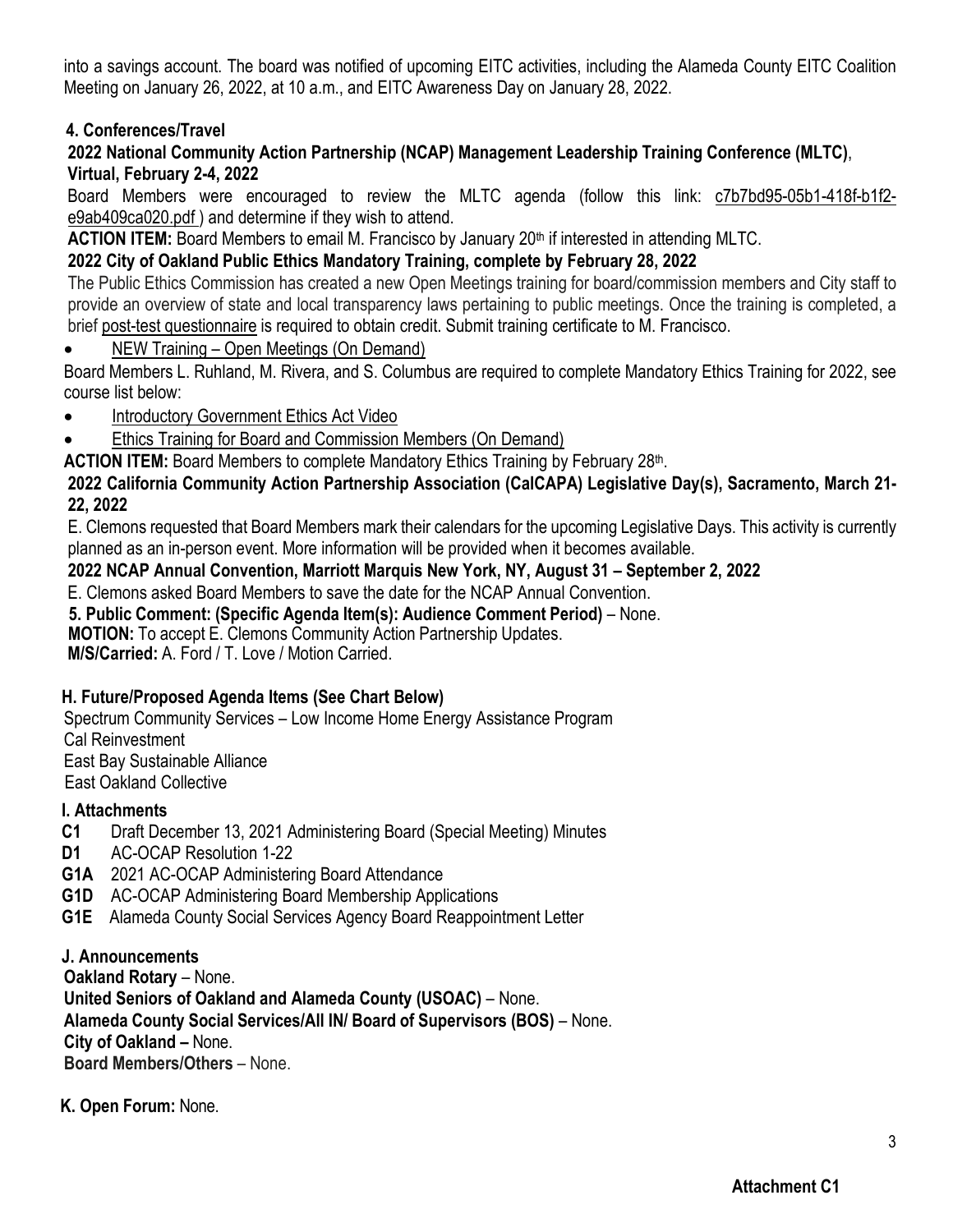into a savings account. The board was notified of upcoming EITC activities, including the Alameda County EITC Coalition Meeting on January 26, 2022, at 10 a.m., and EITC Awareness Day on January 28, 2022.

**4. Conferences/Travel**

**2022 National Community Action Partnership (NCAP) Management Leadership Training Conference (MLTC), Virtual, February 2-4, 2022**

Board Members were encouraged to review the MLTC agenda (follow this link: c7b7bd95-05b1-418f-b1f2-e9ab409ca020.pdf ) and determine if they wish to attend.

**ACTION ITEM:** Board Members to email M. Francisco by January 20th if interested in attending MLTC.

**2022 City of Oakland Public Ethics Mandatory Training, complete by February 28, 2022**

The Public Ethics Commission has created a new Open Meetings training for board/commission members and City staff to provide an overview of state and local transparency laws pertaining to public meetings. Once the training is completed, a brief post-test questionnaire is required to obtain credit. Submit training certificate to M. Francisco.

- NEW Training – Open Meetings (On Demand)

Board Members L. Ruhland, M. Rivera, and S. Columbus are required to complete Mandatory Ethics Training for 2022, see course list below:

- Introductory Government Ethics Act Video
- Ethics Training for Board and Commission Members (On Demand)

**ACTION ITEM:** Board Members to complete Mandatory Ethics Training by February 28th.

**2022 California Community Action Partnership Association (CalCAPA) Legislative Day(s), Sacramento, March 21-22, 2022**

E. Clemons requested that Board Members mark their calendars for the upcoming Legislative Days. This activity is currently planned as an in-person event. More information will be provided when it becomes available.

**2022 NCAP Annual Convention, Marriott Marquis New York, NY, August 31 – September 2, 2022**

E. Clemons asked Board Members to save the date for the NCAP Annual Convention.

**5. Public Comment: (Specific Agenda Item(s): Audience Comment Period)** – None.

**MOTION:** To accept E. Clemons Community Action Partnership Updates.

**M/S/Carried:** A. Ford / T. Love / Motion Carried.

**H. Future/Proposed Agenda Items (See Chart Below)**

Spectrum Community Services – Low Income Home Energy Assistance Program
Cal Reinvestment
East Bay Sustainable Alliance
East Oakland Collective

**I. Attachments**

**C1** Draft December 13, 2021 Administering Board (Special Meeting) Minutes
**D1** AC-OCAP Resolution 1-22
**G1A** 2021 AC-OCAP Administering Board Attendance
**G1D** AC-OCAP Administering Board Membership Applications
**G1E** Alameda County Social Services Agency Board Reappointment Letter

**J. Announcements**

**Oakland Rotary** – None.
**United Seniors of Oakland and Alameda County (USOAC)** – None.
**Alameda County Social Services/All IN/ Board of Supervisors (BOS)** – None.
**City of Oakland –** None.
**Board Members/Others** – None.

**K. Open Forum:** None.

**Attachment C1**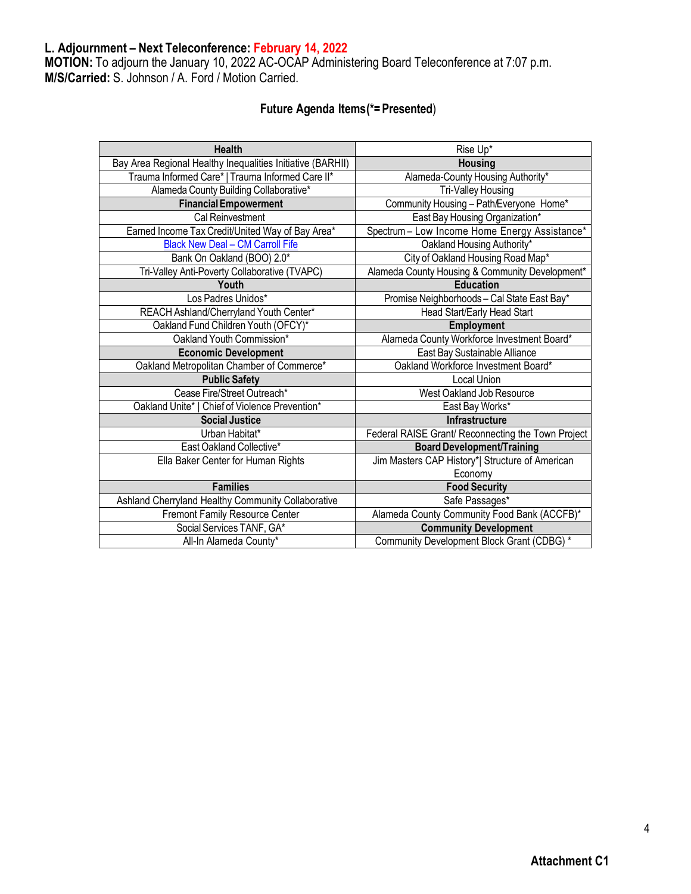**L. Adjournment – Next Teleconference: February 14, 2022**
**MOTION:** To adjourn the January 10, 2022 AC-OCAP Administering Board Teleconference at 7:07 p.m.
**M/S/Carried:** S. Johnson / A. Ford / Motion Carried.

## Future Agenda Items(*= Presented)

| | |
|---|---|
| **Health** | Rise Up* |
| Bay Area Regional Healthy Inequalities Initiative (BARHII) | **Housing** |
| Trauma Informed Care* \| Trauma Informed Care II* | Alameda-County Housing Authority* |
| Alameda County Building Collaborative* | Tri-Valley Housing |
| **Financial Empowerment** | Community Housing – Path/Everyone Home* |
| Cal Reinvestment | East Bay Housing Organization* |
| Earned Income Tax Credit/United Way of Bay Area* | Spectrum – Low Income Home Energy Assistance* |
| Black New Deal – CM Carroll Fife | Oakland Housing Authority* |
| Bank On Oakland (BOO) 2.0* | City of Oakland Housing Road Map* |
| Tri-Valley Anti-Poverty Collaborative (TVAPC) | Alameda County Housing & Community Development* |
| **Youth** | **Education** |
| Los Padres Unidos* | Promise Neighborhoods – Cal State East Bay* |
| REACH Ashland/Cherryland Youth Center* | Head Start/Early Head Start |
| Oakland Fund Children Youth (OFCY)* | **Employment** |
| Oakland Youth Commission* | Alameda County Workforce Investment Board* |
| **Economic Development** | East Bay Sustainable Alliance |
| Oakland Metropolitan Chamber of Commerce* | Oakland Workforce Investment Board* |
| **Public Safety** | Local Union |
| Cease Fire/Street Outreach* | West Oakland Job Resource |
| Oakland Unite* \| Chief of Violence Prevention* | East Bay Works* |
| **Social Justice** | **Infrastructure** |
| Urban Habitat* | Federal RAISE Grant/ Reconnecting the Town Project |
| East Oakland Collective* | **Board Development/Training** |
| Ella Baker Center for Human Rights | Jim Masters CAP History*\| Structure of American Economy |
| **Families** | **Food Security** |
| Ashland Cherryland Healthy Community Collaborative | Safe Passages* |
| Fremont Family Resource Center | Alameda County Community Food Bank (ACCFB)* |
| Social Services TANF, GA* | **Community Development** |
| All-In Alameda County* | Community Development Block Grant (CDBG) * |

Attachment C1